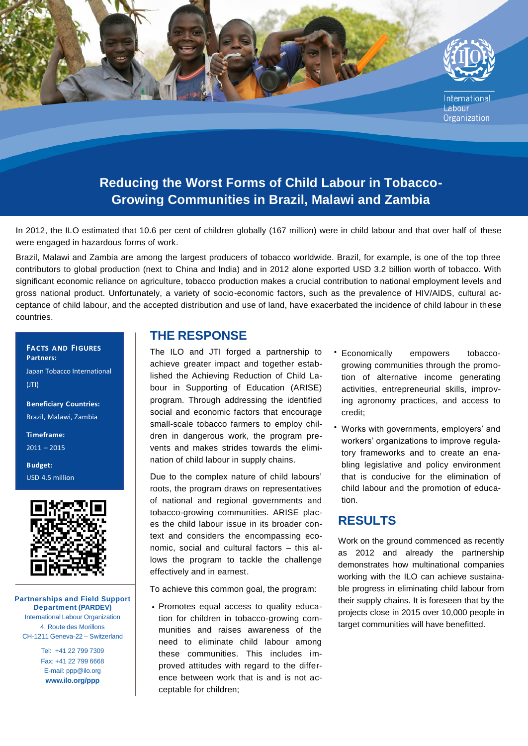International Labour Organization

# Reducing the Worst Forms of Child Labour in Tobacco-Growing Communities in Brazil, Malawi and Zambia

In 2012, the ILO estimated that 10.6 per cent of children globally (167 million) were in child labour and that over half of these were engaged in hazardous forms of work.

Brazil, Malawi and Zambia are among the largest producers of tobacco worldwide. Brazil, for example, is one of the top three contributors to global production (next to China and India) and in 2012 alone exported USD 3.2 billion worth of tobacco. With significant economic reliance on agriculture, tobacco production makes a crucial contribution to national employment levels and gross national product. Unfortunately, a variety of socio-economic factors, such as the prevalence of HIV/AIDS, cultural acceptance of child labour, and the accepted distribution and use of land, have exacerbated the incidence of child labour in these countries.

### FACTS AND FIGURES

**Partners:**
Japan Tobacco International (JTI)

**Beneficiary Countries:**
Brazil, Malawi, Zambia

**Timeframe:**
2011 – 2015

**Budget:**
USD 4.5 million

**Partnerships and Field Support Department (PARDEV)**
International Labour Organization
4, Route des Morillons
CH-1211 Geneva-22 – Switzerland

Tel: +41 22 799 7309
Fax: +41 22 799 6668
E-mail: ppp@ilo.org
**www.ilo.org/ppp**

## THE RESPONSE

The ILO and JTI forged a partnership to achieve greater impact and together established the Achieving Reduction of Child Labour in Supporting of Education (ARISE) program. Through addressing the identified social and economic factors that encourage small-scale tobacco farmers to employ children in dangerous work, the program prevents and makes strides towards the elimination of child labour in supply chains.

Due to the complex nature of child labours' roots, the program draws on representatives of national and regional governments and tobacco-growing communities. ARISE places the child labour issue in its broader context and considers the encompassing economic, social and cultural factors – this allows the program to tackle the challenge effectively and in earnest.

To achieve this common goal, the program:

- Promotes equal access to quality education for children in tobacco-growing communities and raises awareness of the need to eliminate child labour among these communities. This includes improved attitudes with regard to the difference between work that is and is not acceptable for children;
- Economically empowers tobacco-growing communities through the promotion of alternative income generating activities, entrepreneurial skills, improving agronomy practices, and access to credit;
- Works with governments, employers' and workers' organizations to improve regulatory frameworks and to create an enabling legislative and policy environment that is conducive for the elimination of child labour and the promotion of education.

## RESULTS

Work on the ground commenced as recently as 2012 and already the partnership demonstrates how multinational companies working with the ILO can achieve sustainable progress in eliminating child labour from their supply chains. It is foreseen that by the projects close in 2015 over 10,000 people in target communities will have benefitted.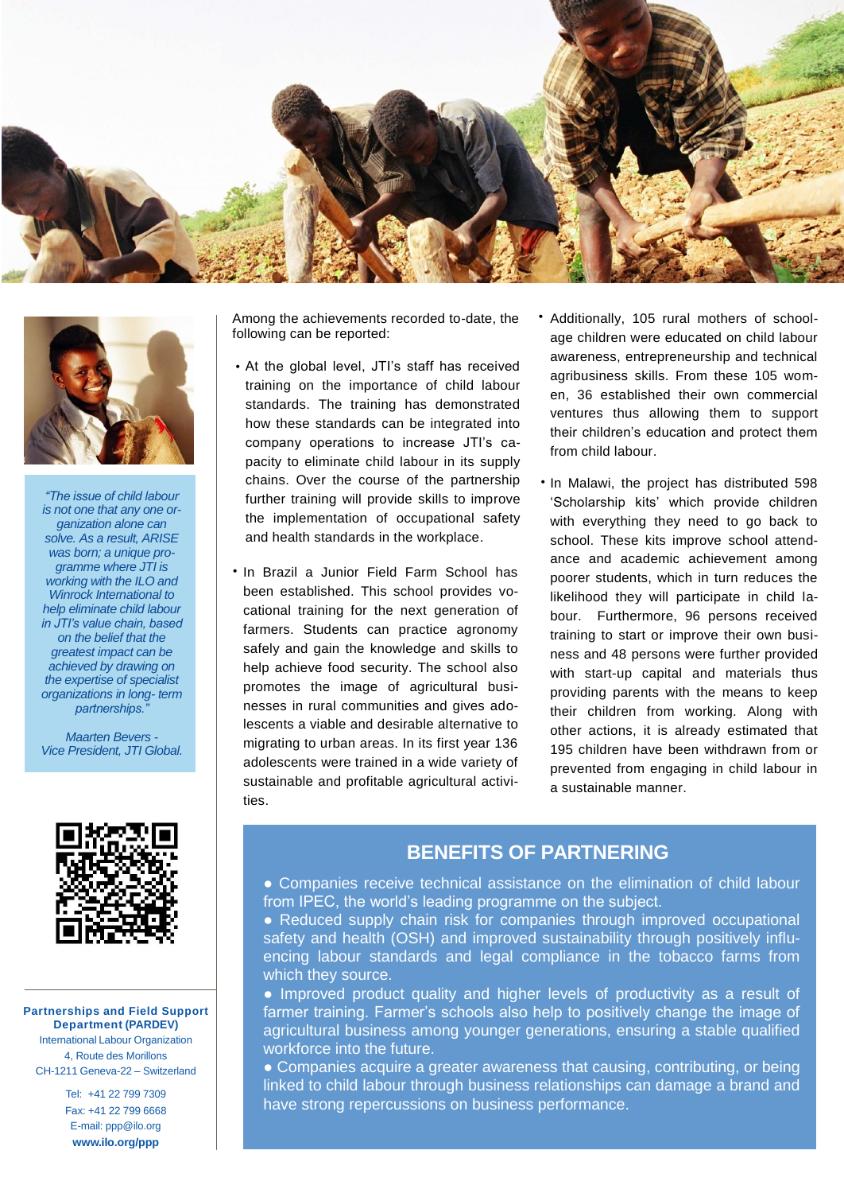*"The issue of child labour is not one that any one organization alone can solve. As a result, ARISE was born; a unique programme where JTI is working with the ILO and Winrock International to help eliminate child labour in JTI's value chain, based on the belief that the greatest impact can be achieved by drawing on the expertise of specialist organizations in long- term partnerships."*

*Maarten Bevers - Vice President, JTI Global.*

Among the achievements recorded to-date, the following can be reported:

- At the global level, JTI's staff has received training on the importance of child labour standards. The training has demonstrated how these standards can be integrated into company operations to increase JTI's capacity to eliminate child labour in its supply chains. Over the course of the partnership further training will provide skills to improve the implementation of occupational safety and health standards in the workplace.
- In Brazil a Junior Field Farm School has been established. This school provides vocational training for the next generation of farmers. Students can practice agronomy safely and gain the knowledge and skills to help achieve food security. The school also promotes the image of agricultural businesses in rural communities and gives adolescents a viable and desirable alternative to migrating to urban areas. In its first year 136 adolescents were trained in a wide variety of sustainable and profitable agricultural activities.
- Additionally, 105 rural mothers of school-age children were educated on child labour awareness, entrepreneurship and technical agribusiness skills. From these 105 women, 36 established their own commercial ventures thus allowing them to support their children's education and protect them from child labour.
- In Malawi, the project has distributed 598 'Scholarship kits' which provide children with everything they need to go back to school. These kits improve school attendance and academic achievement among poorer students, which in turn reduces the likelihood they will participate in child labour. Furthermore, 96 persons received training to start or improve their own business and 48 persons were further provided with start-up capital and materials thus providing parents with the means to keep their children from working. Along with other actions, it is already estimated that 195 children have been withdrawn from or prevented from engaging in child labour in a sustainable manner.

## BENEFITS OF PARTNERING

- Companies receive technical assistance on the elimination of child labour from IPEC, the world's leading programme on the subject.
- Reduced supply chain risk for companies through improved occupational safety and health (OSH) and improved sustainability through positively influencing labour standards and legal compliance in the tobacco farms from which they source.
- Improved product quality and higher levels of productivity as a result of farmer training. Farmer's schools also help to positively change the image of agricultural business among younger generations, ensuring a stable qualified workforce into the future.
- Companies acquire a greater awareness that causing, contributing, or being linked to child labour through business relationships can damage a brand and have strong repercussions on business performance.

**Partnerships and Field Support Department (PARDEV)**
International Labour Organization
4, Route des Morillons
CH-1211 Geneva-22 – Switzerland

Tel: +41 22 799 7309
Fax: +41 22 799 6668
E-mail: ppp@ilo.org
**www.ilo.org/ppp**